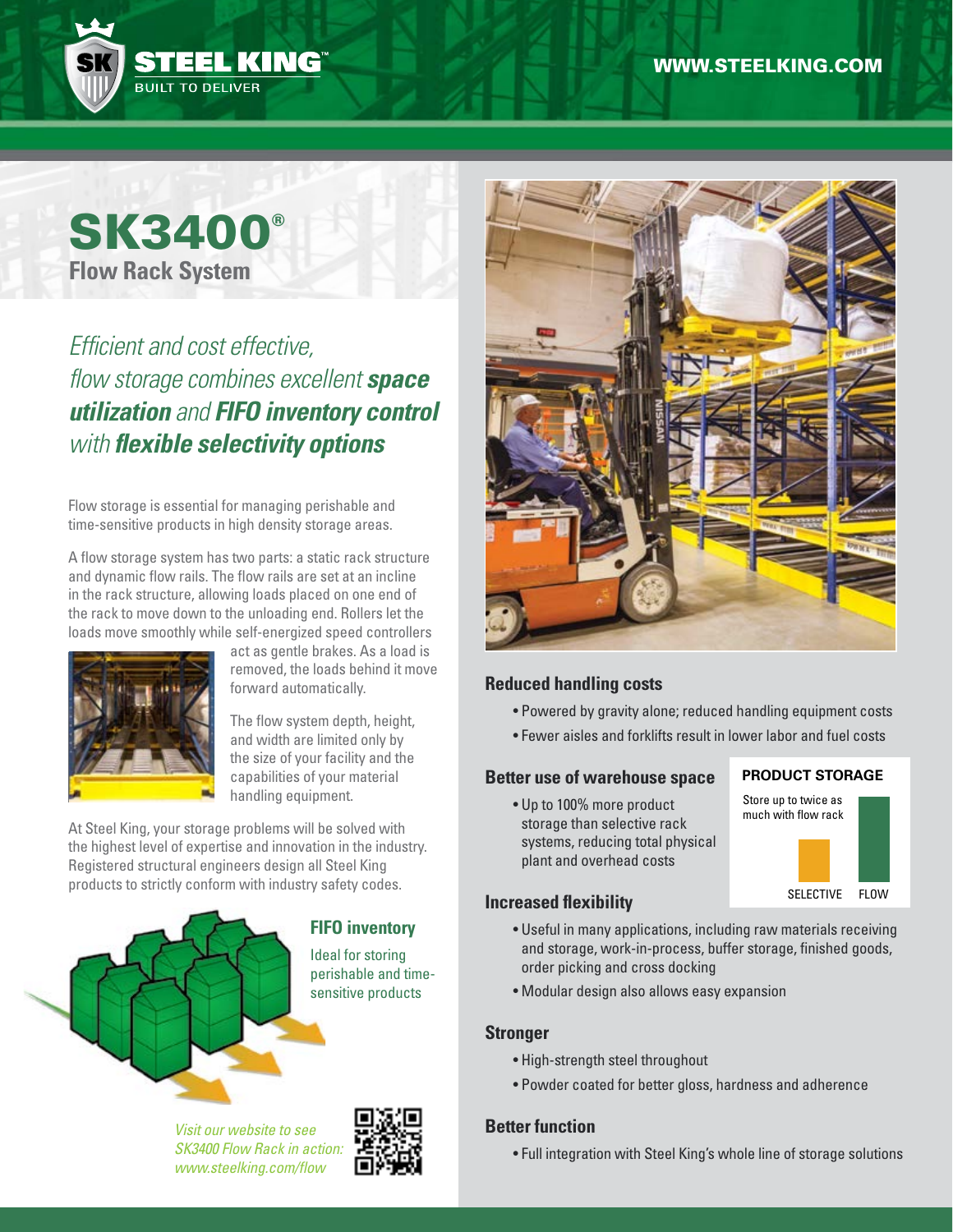STEEL KING™
BUILT TO DELIVER

WWW.STEELKING.COM

# SK3400®
## Flow Rack System

*Efficient and cost effective, flow storage combines excellent **space utilization** and **FIFO inventory control** with **flexible selectivity options***

Flow storage is essential for managing perishable and time-sensitive products in high density storage areas.

A flow storage system has two parts: a static rack structure and dynamic flow rails. The flow rails are set at an incline in the rack structure, allowing loads placed on one end of the rack to move down to the unloading end. Rollers let the loads move smoothly while self-energized speed controllers act as gentle brakes. As a load is removed, the loads behind it move forward automatically.

The flow system depth, height, and width are limited only by the size of your facility and the capabilities of your material handling equipment.

At Steel King, your storage problems will be solved with the highest level of expertise and innovation in the industry. Registered structural engineers design all Steel King products to strictly conform with industry safety codes.

### FIFO inventory

Ideal for storing perishable and time-sensitive products

*Visit our website to see SK3400 Flow Rack in action: www.steelking.com/flow*

### Reduced handling costs

- Powered by gravity alone; reduced handling equipment costs
- Fewer aisles and forklifts result in lower labor and fuel costs

### Better use of warehouse space

- Up to 100% more product storage than selective rack systems, reducing total physical plant and overhead costs

**PRODUCT STORAGE**

Store up to twice as much with flow rack

SELECTIVE FLOW

### Increased flexibility

- Useful in many applications, including raw materials receiving and storage, work-in-process, buffer storage, finished goods, order picking and cross docking
- Modular design also allows easy expansion

### Stronger

- High-strength steel throughout
- Powder coated for better gloss, hardness and adherence

### Better function

- Full integration with Steel King's whole line of storage solutions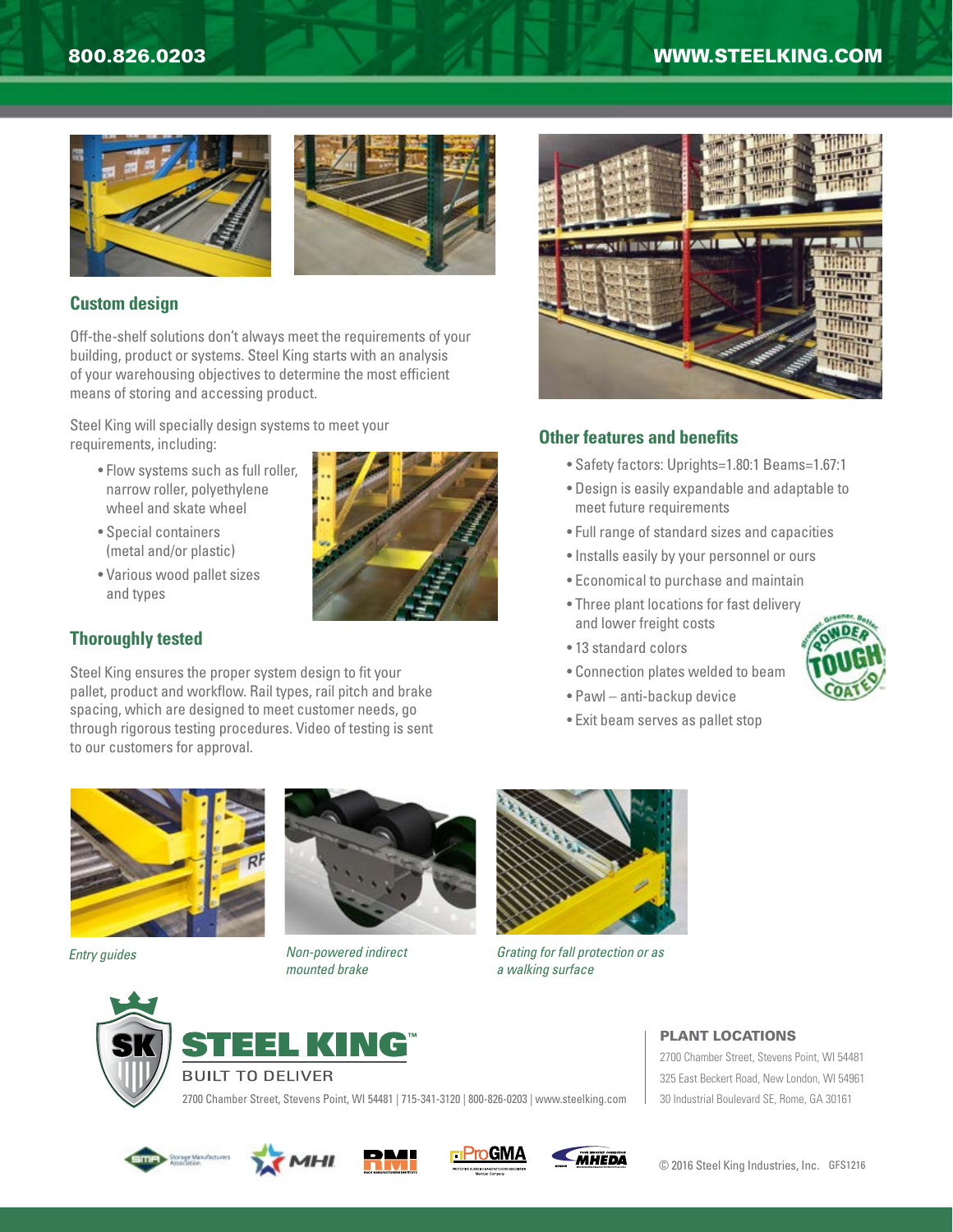## Custom design

Off-the-shelf solutions don't always meet the requirements of your building, product or systems. Steel King starts with an analysis of your warehousing objectives to determine the most efficient means of storing and accessing product.

Steel King will specially design systems to meet your requirements, including:

- Flow systems such as full roller, narrow roller, polyethylene wheel and skate wheel
- Special containers (metal and/or plastic)
- Various wood pallet sizes and types

## Thoroughly tested

Steel King ensures the proper system design to fit your pallet, product and workflow. Rail types, rail pitch and brake spacing, which are designed to meet customer needs, go through rigorous testing procedures. Video of testing is sent to our customers for approval.

## Other features and benefits

- Safety factors: Uprights=1.80:1 Beams=1.67:1
- Design is easily expandable and adaptable to meet future requirements
- Full range of standard sizes and capacities
- Installs easily by your personnel or ours
- Economical to purchase and maintain
- Three plant locations for fast delivery and lower freight costs
- 13 standard colors
- Connection plates welded to beam
- Pawl – anti-backup device
- Exit beam serves as pallet stop

*Entry guides*

*Non-powered indirect mounted brake*

*Grating for fall protection or as a walking surface*

**STEEL KING™**
BUILT TO DELIVER

2700 Chamber Street, Stevens Point, WI 54481 | 715-341-3120 | 800-826-0203 | www.steelking.com

**PLANT LOCATIONS**

2700 Chamber Street, Stevens Point, WI 54481
325 East Beckert Road, New London, WI 54961
30 Industrial Boulevard SE, Rome, GA 30161

© 2016 Steel King Industries, Inc. GFS1216